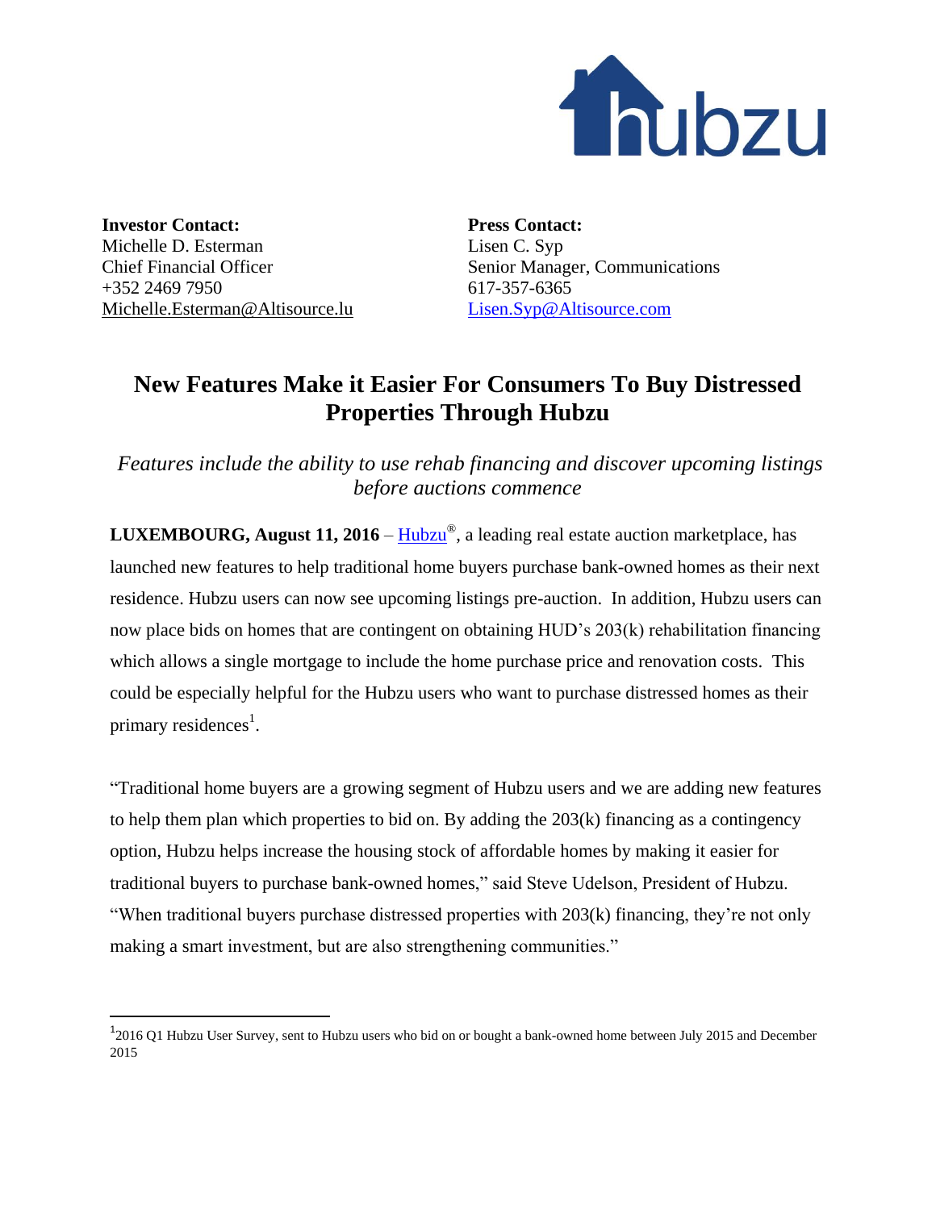**Investor Contact:**
Michelle D. Esterman
Chief Financial Officer
+352 2469 7950
Michelle.Esterman@Altisource.lu

**Press Contact:**
Lisen C. Syp
Senior Manager, Communications
617-357-6365
Lisen.Syp@Altisource.com

# New Features Make it Easier For Consumers To Buy Distressed Properties Through Hubzu

*Features include the ability to use rehab financing and discover upcoming listings before auctions commence*

**LUXEMBOURG, August 11, 2016** – Hubzu®, a leading real estate auction marketplace, has launched new features to help traditional home buyers purchase bank-owned homes as their next residence. Hubzu users can now see upcoming listings pre-auction. In addition, Hubzu users can now place bids on homes that are contingent on obtaining HUD's 203(k) rehabilitation financing which allows a single mortgage to include the home purchase price and renovation costs. This could be especially helpful for the Hubzu users who want to purchase distressed homes as their primary residences[1].

"Traditional home buyers are a growing segment of Hubzu users and we are adding new features to help them plan which properties to bid on. By adding the 203(k) financing as a contingency option, Hubzu helps increase the housing stock of affordable homes by making it easier for traditional buyers to purchase bank-owned homes," said Steve Udelson, President of Hubzu. "When traditional buyers purchase distressed properties with 203(k) financing, they're not only making a smart investment, but are also strengthening communities."

---

[1] 2016 Q1 Hubzu User Survey, sent to Hubzu users who bid on or bought a bank-owned home between July 2015 and December 2015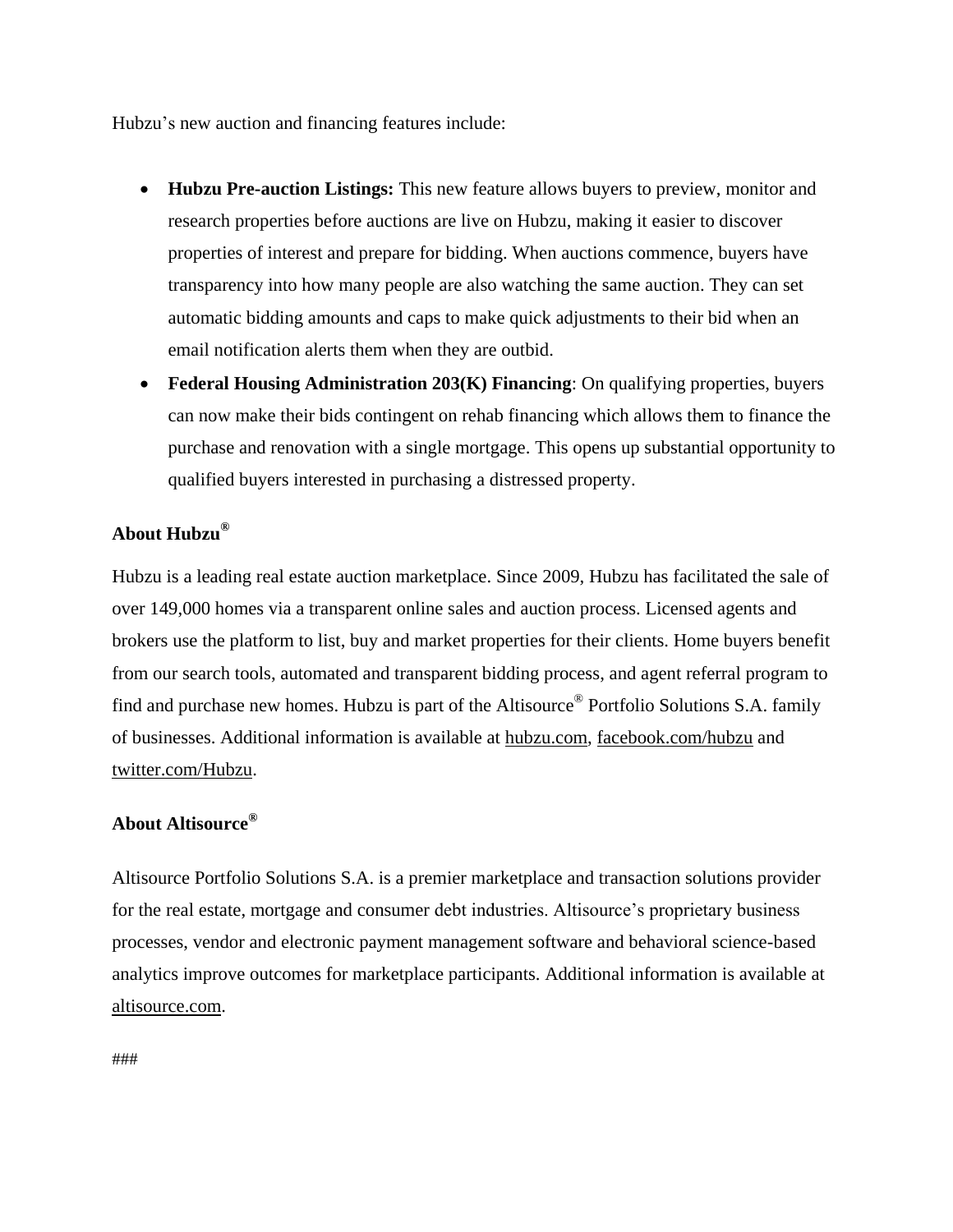Hubzu's new auction and financing features include:

- **Hubzu Pre-auction Listings:** This new feature allows buyers to preview, monitor and research properties before auctions are live on Hubzu, making it easier to discover properties of interest and prepare for bidding. When auctions commence, buyers have transparency into how many people are also watching the same auction. They can set automatic bidding amounts and caps to make quick adjustments to their bid when an email notification alerts them when they are outbid.
- **Federal Housing Administration 203(K) Financing**: On qualifying properties, buyers can now make their bids contingent on rehab financing which allows them to finance the purchase and renovation with a single mortgage. This opens up substantial opportunity to qualified buyers interested in purchasing a distressed property.

**About Hubzu®**

Hubzu is a leading real estate auction marketplace. Since 2009, Hubzu has facilitated the sale of over 149,000 homes via a transparent online sales and auction process. Licensed agents and brokers use the platform to list, buy and market properties for their clients. Home buyers benefit from our search tools, automated and transparent bidding process, and agent referral program to find and purchase new homes. Hubzu is part of the Altisource® Portfolio Solutions S.A. family of businesses. Additional information is available at hubzu.com, facebook.com/hubzu and twitter.com/Hubzu.

**About Altisource®**

Altisource Portfolio Solutions S.A. is a premier marketplace and transaction solutions provider for the real estate, mortgage and consumer debt industries. Altisource's proprietary business processes, vendor and electronic payment management software and behavioral science-based analytics improve outcomes for marketplace participants. Additional information is available at altisource.com.

###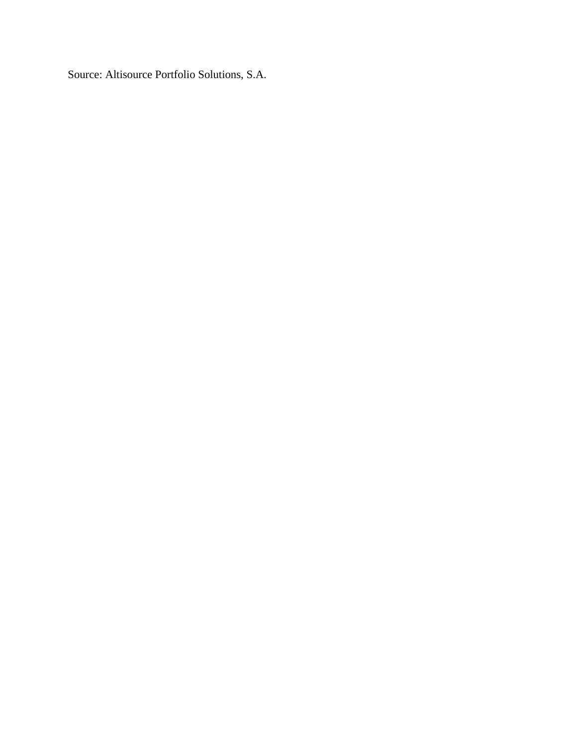Source: Altisource Portfolio Solutions, S.A.